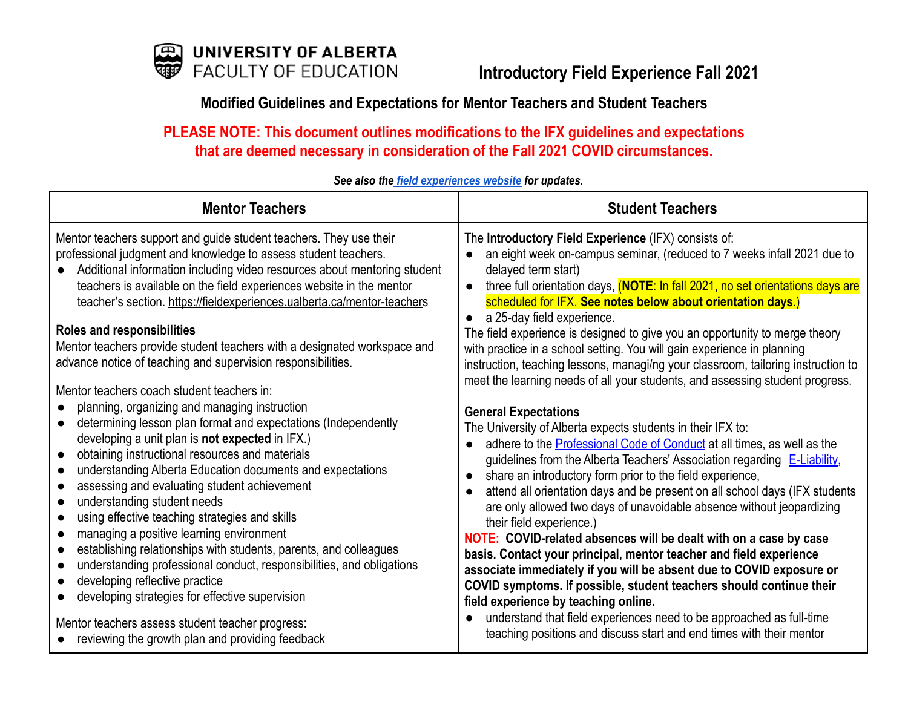UNIVERSITY OF ALBERTA
FACULTY OF EDUCATION

# Introductory Field Experience Fall 2021

## Modified Guidelines and Expectations for Mentor Teachers and Student Teachers

**PLEASE NOTE: This document outlines modifications to the IFX guidelines and expectations that are deemed necessary in consideration of the Fall 2021 COVID circumstances.**

***See also the [field experiences website](https://fieldexperiences.ualberta.ca) for updates.***

| Mentor Teachers | Student Teachers |
| --- | --- |
| Mentor teachers support and guide student teachers. They use their professional judgment and knowledge to assess student teachers.<br>● Additional information including video resources about mentoring student teachers is available on the field experiences website in the mentor teacher's section. https://fieldexperiences.ualberta.ca/mentor-teachers<br><br>**Roles and responsibilities**<br>Mentor teachers provide student teachers with a designated workspace and advance notice of teaching and supervision responsibilities.<br><br>Mentor teachers coach student teachers in:<br>● planning, organizing and managing instruction<br>● determining lesson plan format and expectations (Independently developing a unit plan is **not expected** in IFX.)<br>● obtaining instructional resources and materials<br>● understanding Alberta Education documents and expectations<br>● assessing and evaluating student achievement<br>● understanding student needs<br>● using effective teaching strategies and skills<br>● managing a positive learning environment<br>● establishing relationships with students, parents, and colleagues<br>● understanding professional conduct, responsibilities, and obligations<br>● developing reflective practice<br>● developing strategies for effective supervision<br><br>Mentor teachers assess student teacher progress:<br>● reviewing the growth plan and providing feedback | The **Introductory Field Experience** (IFX) consists of:<br>● an eight week on-campus seminar, (reduced to 7 weeks infall 2021 due to delayed term start)<br>● three full orientation days, (**NOTE**: In fall 2021, no set orientations days are scheduled for IFX. **See notes below about orientation days**.)<br>● a 25-day field experience.<br>The field experience is designed to give you an opportunity to merge theory with practice in a school setting. You will gain experience in planning instruction, teaching lessons, managi/ng your classroom, tailoring instruction to meet the learning needs of all your students, and assessing student progress.<br><br>**General Expectations**<br>The University of Alberta expects students in their IFX to:<br>● adhere to the [Professional Code of Conduct]() at all times, as well as the guidelines from the Alberta Teachers' Association regarding [E-Liability,]()<br>● share an introductory form prior to the field experience,<br>● attend all orientation days and be present on all school days (IFX students are only allowed two days of unavoidable absence without jeopardizing their field experience.)<br>**NOTE: COVID-related absences will be dealt with on a case by case basis. Contact your principal, mentor teacher and field experience associate immediately if you will be absent due to COVID exposure or COVID symptoms. If possible, student teachers should continue their field experience by teaching online.**<br>● understand that field experiences need to be approached as full-time teaching positions and discuss start and end times with their mentor |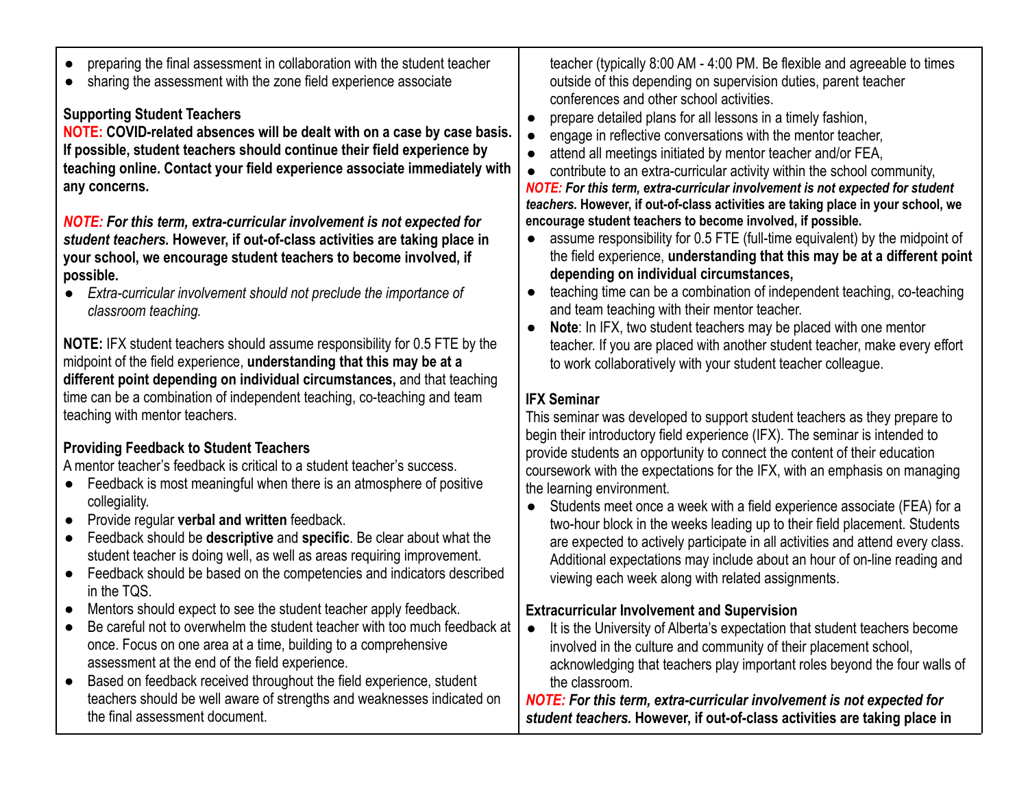- preparing the final assessment in collaboration with the student teacher
- sharing the assessment with the zone field experience associate

**Supporting Student Teachers**

**NOTE: COVID-related absences will be dealt with on a case by case basis. If possible, student teachers should continue their field experience by teaching online. Contact your field experience associate immediately with any concerns.**

***NOTE: For this term, extra-curricular involvement is not expected for student teachers.* However, if out-of-class activities are taking place in your school, we encourage student teachers to become involved, if possible.**

- *Extra-curricular involvement should not preclude the importance of classroom teaching.*

**NOTE:** IFX student teachers should assume responsibility for 0.5 FTE by the midpoint of the field experience, **understanding that this may be at a different point depending on individual circumstances,** and that teaching time can be a combination of independent teaching, co-teaching and team teaching with mentor teachers.

**Providing Feedback to Student Teachers**

A mentor teacher's feedback is critical to a student teacher's success.

- Feedback is most meaningful when there is an atmosphere of positive collegiality.
- Provide regular **verbal and written** feedback.
- Feedback should be **descriptive** and **specific**. Be clear about what the student teacher is doing well, as well as areas requiring improvement.
- Feedback should be based on the competencies and indicators described in the TQS.
- Mentors should expect to see the student teacher apply feedback.
- Be careful not to overwhelm the student teacher with too much feedback at once. Focus on one area at a time, building to a comprehensive assessment at the end of the field experience.
- Based on feedback received throughout the field experience, student teachers should be well aware of strengths and weaknesses indicated on the final assessment document.

teacher (typically 8:00 AM - 4:00 PM. Be flexible and agreeable to times outside of this depending on supervision duties, parent teacher conferences and other school activities.

- prepare detailed plans for all lessons in a timely fashion,
- engage in reflective conversations with the mentor teacher,
- attend all meetings initiated by mentor teacher and/or FEA,
- contribute to an extra-curricular activity within the school community,

***NOTE: For this term, extra-curricular involvement is not expected for student teachers.* However, if out-of-class activities are taking place in your school, we encourage student teachers to become involved, if possible.**

- assume responsibility for 0.5 FTE (full-time equivalent) by the midpoint of the field experience, **understanding that this may be at a different point depending on individual circumstances,**
- teaching time can be a combination of independent teaching, co-teaching and team teaching with their mentor teacher.
- **Note**: In IFX, two student teachers may be placed with one mentor teacher. If you are placed with another student teacher, make every effort to work collaboratively with your student teacher colleague.

**IFX Seminar**

This seminar was developed to support student teachers as they prepare to begin their introductory field experience (IFX). The seminar is intended to provide students an opportunity to connect the content of their education coursework with the expectations for the IFX, with an emphasis on managing the learning environment.

- Students meet once a week with a field experience associate (FEA) for a two-hour block in the weeks leading up to their field placement. Students are expected to actively participate in all activities and attend every class. Additional expectations may include about an hour of on-line reading and viewing each week along with related assignments.

**Extracurricular Involvement and Supervision**

- It is the University of Alberta's expectation that student teachers become involved in the culture and community of their placement school, acknowledging that teachers play important roles beyond the four walls of the classroom.

***NOTE: For this term, extra-curricular involvement is not expected for student teachers.* However, if out-of-class activities are taking place in**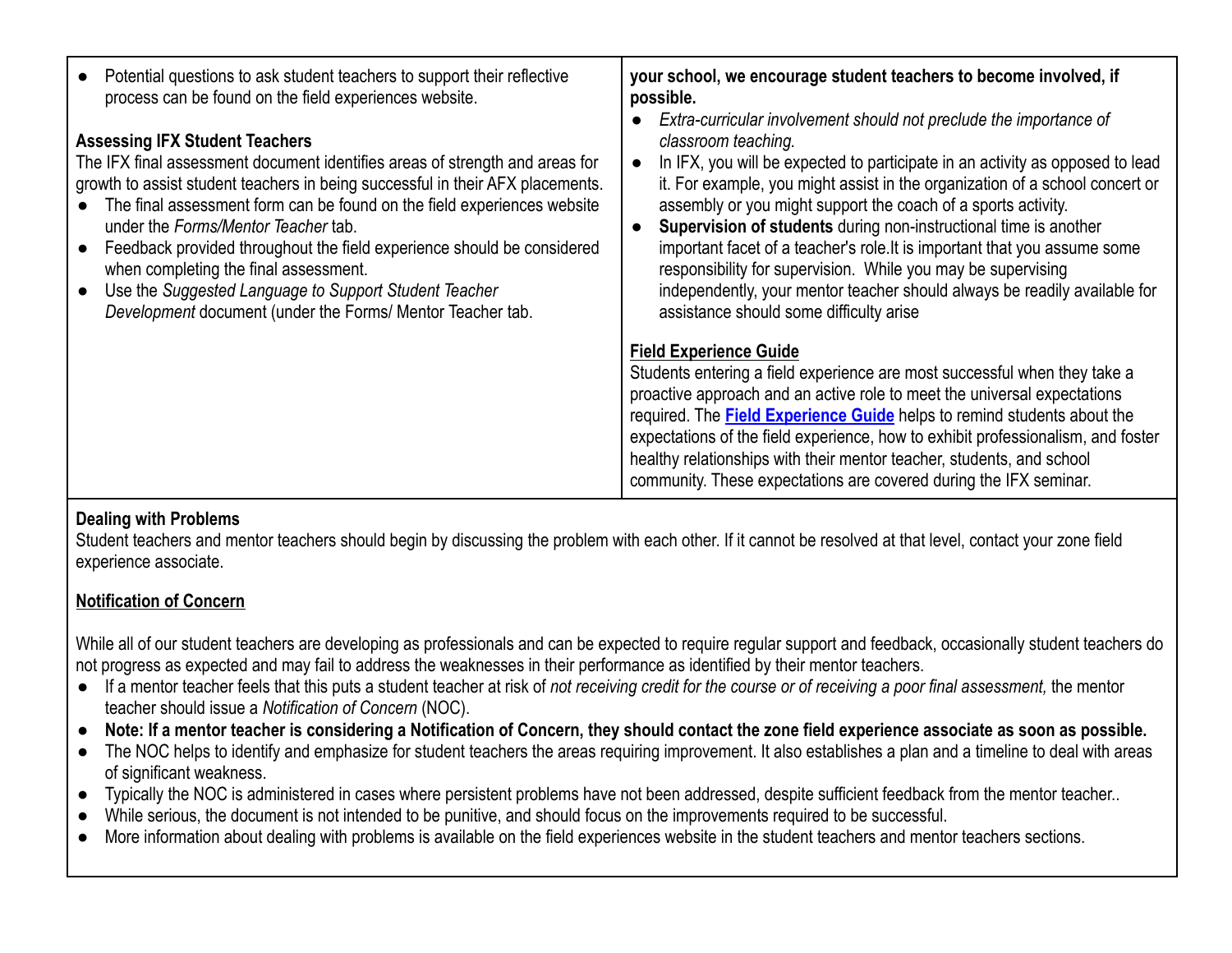- Potential questions to ask student teachers to support their reflective process can be found on the field experiences website.

**Assessing IFX Student Teachers**

The IFX final assessment document identifies areas of strength and areas for growth to assist student teachers in being successful in their AFX placements.

- The final assessment form can be found on the field experiences website under the *Forms/Mentor Teacher* tab.
- Feedback provided throughout the field experience should be considered when completing the final assessment.
- Use the *Suggested Language to Support Student Teacher Development* document (under the Forms/ Mentor Teacher tab.

**your school, we encourage student teachers to become involved, if possible.**

- *Extra-curricular involvement should not preclude the importance of classroom teaching.*
- In IFX, you will be expected to participate in an activity as opposed to lead it. For example, you might assist in the organization of a school concert or assembly or you might support the coach of a sports activity.
- **Supervision of students** during non-instructional time is another important facet of a teacher's role.It is important that you assume some responsibility for supervision. While you may be supervising independently, your mentor teacher should always be readily available for assistance should some difficulty arise

**Field Experience Guide**

Students entering a field experience are most successful when they take a proactive approach and an active role to meet the universal expectations required. The **Field Experience Guide** helps to remind students about the expectations of the field experience, how to exhibit professionalism, and foster healthy relationships with their mentor teacher, students, and school community. These expectations are covered during the IFX seminar.

**Dealing with Problems**

Student teachers and mentor teachers should begin by discussing the problem with each other. If it cannot be resolved at that level, contact your zone field experience associate.

**Notification of Concern**

While all of our student teachers are developing as professionals and can be expected to require regular support and feedback, occasionally student teachers do not progress as expected and may fail to address the weaknesses in their performance as identified by their mentor teachers.

- If a mentor teacher feels that this puts a student teacher at risk of *not receiving credit for the course or of receiving a poor final assessment,* the mentor teacher should issue a *Notification of Concern* (NOC).
- **Note: If a mentor teacher is considering a Notification of Concern, they should contact the zone field experience associate as soon as possible.**
- The NOC helps to identify and emphasize for student teachers the areas requiring improvement. It also establishes a plan and a timeline to deal with areas of significant weakness.
- Typically the NOC is administered in cases where persistent problems have not been addressed, despite sufficient feedback from the mentor teacher..
- While serious, the document is not intended to be punitive, and should focus on the improvements required to be successful.
- More information about dealing with problems is available on the field experiences website in the student teachers and mentor teachers sections.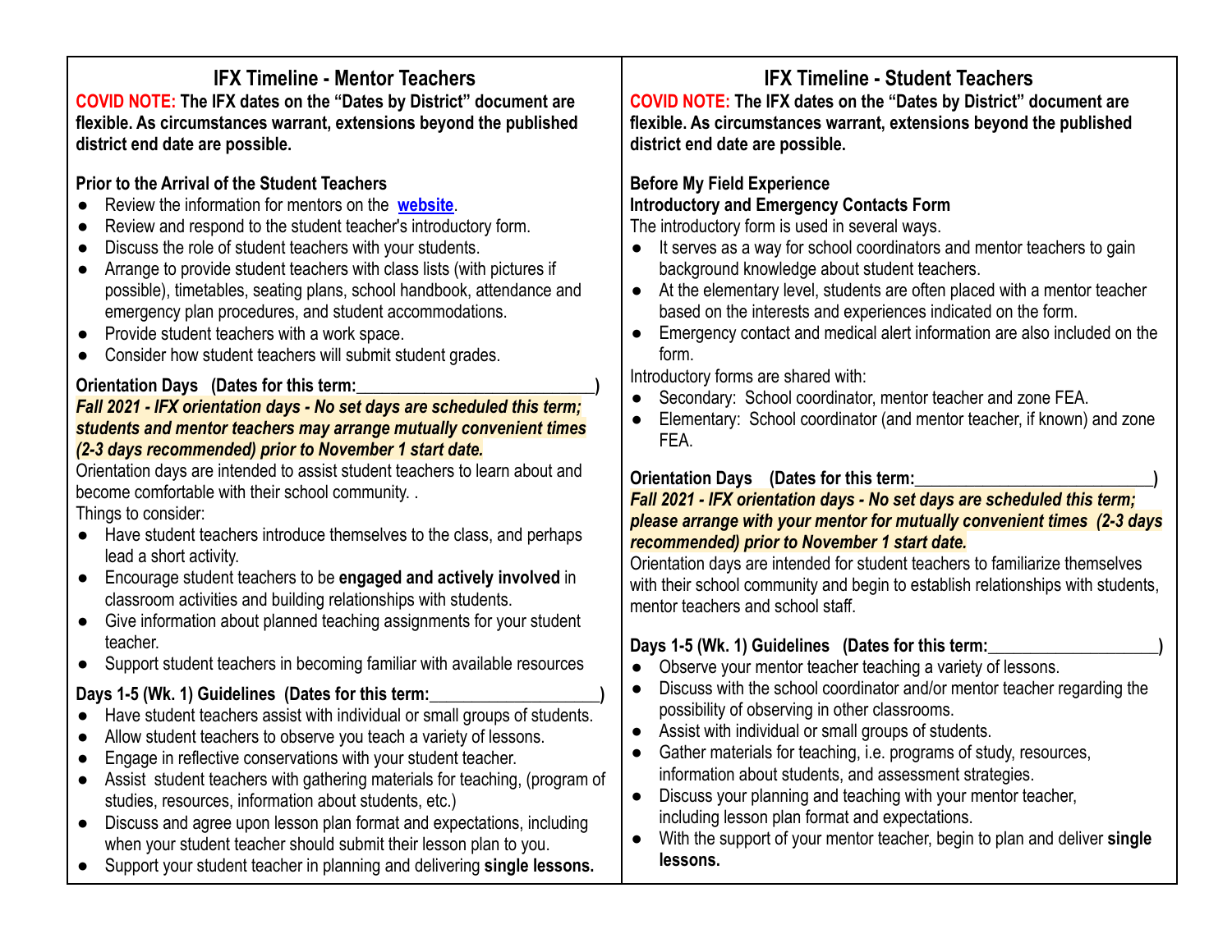## IFX Timeline - Mentor Teachers

**COVID NOTE: The IFX dates on the "Dates by District" document are flexible. As circumstances warrant, extensions beyond the published district end date are possible.**

**Prior to the Arrival of the Student Teachers**

- Review the information for mentors on the **website**.
- Review and respond to the student teacher's introductory form.
- Discuss the role of student teachers with your students.
- Arrange to provide student teachers with class lists (with pictures if possible), timetables, seating plans, school handbook, attendance and emergency plan procedures, and student accommodations.
- Provide student teachers with a work space.
- Consider how student teachers will submit student grades.

**Orientation Days (Dates for this term:__________________________)**

***Fall 2021 - IFX orientation days - No set days are scheduled this term; students and mentor teachers may arrange mutually convenient times (2-3 days recommended) prior to November 1 start date.***

Orientation days are intended to assist student teachers to learn about and become comfortable with their school community. .

Things to consider:

- Have student teachers introduce themselves to the class, and perhaps lead a short activity.
- Encourage student teachers to be **engaged and actively involved** in classroom activities and building relationships with students.
- Give information about planned teaching assignments for your student teacher.
- Support student teachers in becoming familiar with available resources

**Days 1-5 (Wk. 1) Guidelines (Dates for this term:___________________)**

- Have student teachers assist with individual or small groups of students.
- Allow student teachers to observe you teach a variety of lessons.
- Engage in reflective conservations with your student teacher.
- Assist student teachers with gathering materials for teaching, (program of studies, resources, information about students, etc.)
- Discuss and agree upon lesson plan format and expectations, including when your student teacher should submit their lesson plan to you.
- Support your student teacher in planning and delivering **single lessons.**

## IFX Timeline - Student Teachers

**COVID NOTE: The IFX dates on the "Dates by District" document are flexible. As circumstances warrant, extensions beyond the published district end date are possible.**

**Before My Field Experience**

**Introductory and Emergency Contacts Form**

The introductory form is used in several ways.

- It serves as a way for school coordinators and mentor teachers to gain background knowledge about student teachers.
- At the elementary level, students are often placed with a mentor teacher based on the interests and experiences indicated on the form.
- Emergency contact and medical alert information are also included on the form.

Introductory forms are shared with:

- Secondary: School coordinator, mentor teacher and zone FEA.
- Elementary: School coordinator (and mentor teacher, if known) and zone FEA.

**Orientation Days (Dates for this term:__________________________)**

***Fall 2021 - IFX orientation days - No set days are scheduled this term; please arrange with your mentor for mutually convenient times (2-3 days recommended) prior to November 1 start date.***

Orientation days are intended for student teachers to familiarize themselves with their school community and begin to establish relationships with students, mentor teachers and school staff.

**Days 1-5 (Wk. 1) Guidelines (Dates for this term:___________________)**

- Observe your mentor teacher teaching a variety of lessons.
- Discuss with the school coordinator and/or mentor teacher regarding the possibility of observing in other classrooms.
- Assist with individual or small groups of students.
- Gather materials for teaching, i.e. programs of study, resources, information about students, and assessment strategies.
- Discuss your planning and teaching with your mentor teacher, including lesson plan format and expectations.
- With the support of your mentor teacher, begin to plan and deliver **single lessons.**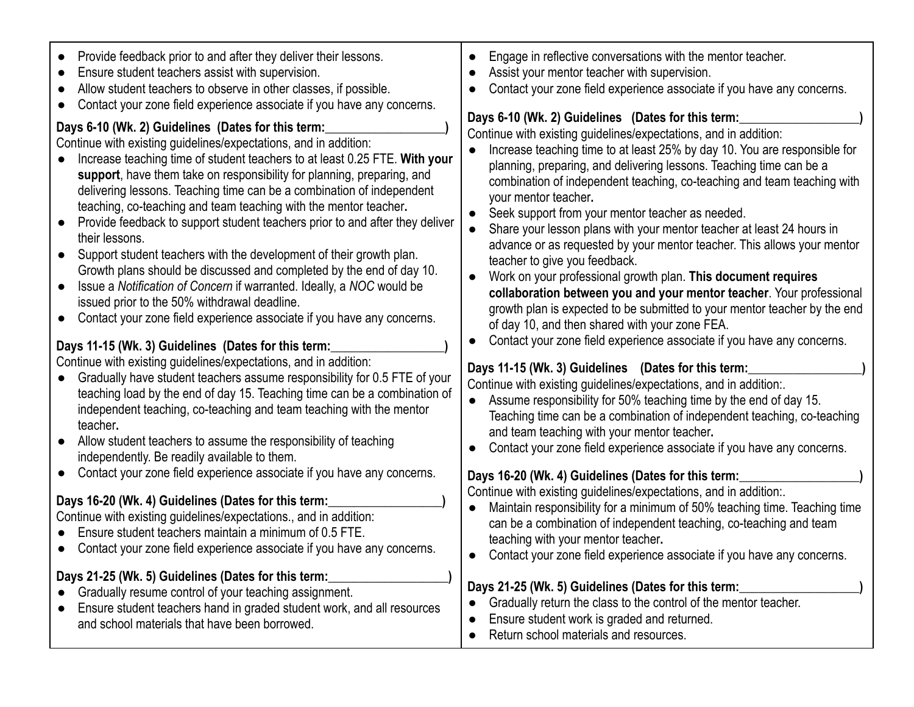- Provide feedback prior to and after they deliver their lessons.
- Ensure student teachers assist with supervision.
- Allow student teachers to observe in other classes, if possible.
- Contact your zone field experience associate if you have any concerns.

**Days 6-10 (Wk. 2) Guidelines (Dates for this term:__________________)**

Continue with existing guidelines/expectations, and in addition:

- Increase teaching time of student teachers to at least 0.25 FTE. **With your support**, have them take on responsibility for planning, preparing, and delivering lessons. Teaching time can be a combination of independent teaching, co-teaching and team teaching with the mentor teacher**.**
- Provide feedback to support student teachers prior to and after they deliver their lessons.
- Support student teachers with the development of their growth plan. Growth plans should be discussed and completed by the end of day 10.
- Issue a *Notification of Concern* if warranted. Ideally, a *NOC* would be issued prior to the 50% withdrawal deadline.
- Contact your zone field experience associate if you have any concerns.

**Days 11-15 (Wk. 3) Guidelines (Dates for this term:_________________)**

Continue with existing guidelines/expectations, and in addition:

- Gradually have student teachers assume responsibility for 0.5 FTE of your teaching load by the end of day 15. Teaching time can be a combination of independent teaching, co-teaching and team teaching with the mentor teacher**.**
- Allow student teachers to assume the responsibility of teaching independently. Be readily available to them.
- Contact your zone field experience associate if you have any concerns.

**Days 16-20 (Wk. 4) Guidelines (Dates for this term:_________________)**

Continue with existing guidelines/expectations., and in addition:

- Ensure student teachers maintain a minimum of 0.5 FTE.
- Contact your zone field experience associate if you have any concerns.

**Days 21-25 (Wk. 5) Guidelines (Dates for this term:__________________)**

- Gradually resume control of your teaching assignment.
- Ensure student teachers hand in graded student work, and all resources and school materials that have been borrowed.

---

- Engage in reflective conversations with the mentor teacher.
- Assist your mentor teacher with supervision.
- Contact your zone field experience associate if you have any concerns.

**Days 6-10 (Wk. 2) Guidelines (Dates for this term:__________________)**

Continue with existing guidelines/expectations, and in addition:

- Increase teaching time to at least 25% by day 10. You are responsible for planning, preparing, and delivering lessons. Teaching time can be a combination of independent teaching, co-teaching and team teaching with your mentor teacher**.**
- Seek support from your mentor teacher as needed.
- Share your lesson plans with your mentor teacher at least 24 hours in advance or as requested by your mentor teacher. This allows your mentor teacher to give you feedback.
- Work on your professional growth plan. **This document requires collaboration between you and your mentor teacher**. Your professional growth plan is expected to be submitted to your mentor teacher by the end of day 10, and then shared with your zone FEA.
- Contact your zone field experience associate if you have any concerns.

**Days 11-15 (Wk. 3) Guidelines (Dates for this term:_________________)**

Continue with existing guidelines/expectations, and in addition:.

- Assume responsibility for 50% teaching time by the end of day 15. Teaching time can be a combination of independent teaching, co-teaching and team teaching with your mentor teacher**.**
- Contact your zone field experience associate if you have any concerns.

**Days 16-20 (Wk. 4) Guidelines (Dates for this term:__________________)**

Continue with existing guidelines/expectations, and in addition:.

- Maintain responsibility for a minimum of 50% teaching time. Teaching time can be a combination of independent teaching, co-teaching and team teaching with your mentor teacher**.**
- Contact your zone field experience associate if you have any concerns.

**Days 21-25 (Wk. 5) Guidelines (Dates for this term:__________________)**

- Gradually return the class to the control of the mentor teacher.
- Ensure student work is graded and returned.
- Return school materials and resources.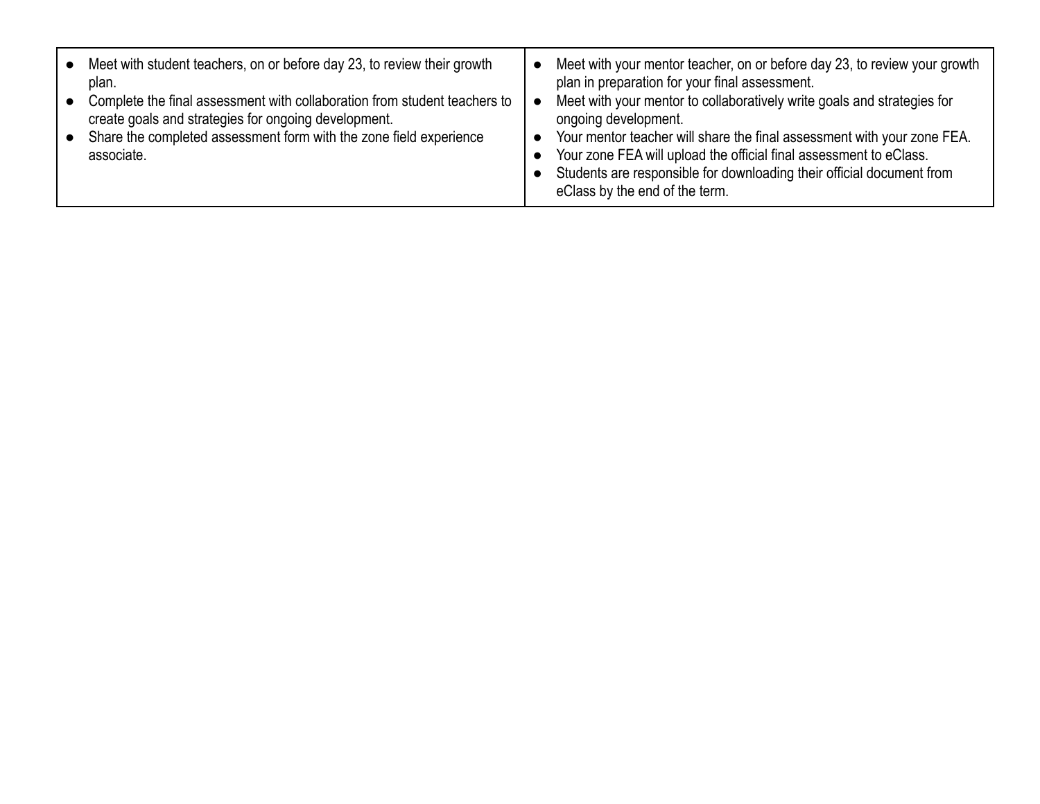| | |
|---|---|
| • Meet with student teachers, on or before day 23, to review their growth plan.<br>• Complete the final assessment with collaboration from student teachers to create goals and strategies for ongoing development.<br>• Share the completed assessment form with the zone field experience associate. | • Meet with your mentor teacher, on or before day 23, to review your growth plan in preparation for your final assessment.<br>• Meet with your mentor to collaboratively write goals and strategies for ongoing development.<br>• Your mentor teacher will share the final assessment with your zone FEA.<br>• Your zone FEA will upload the official final assessment to eClass.<br>• Students are responsible for downloading their official document from eClass by the end of the term. |